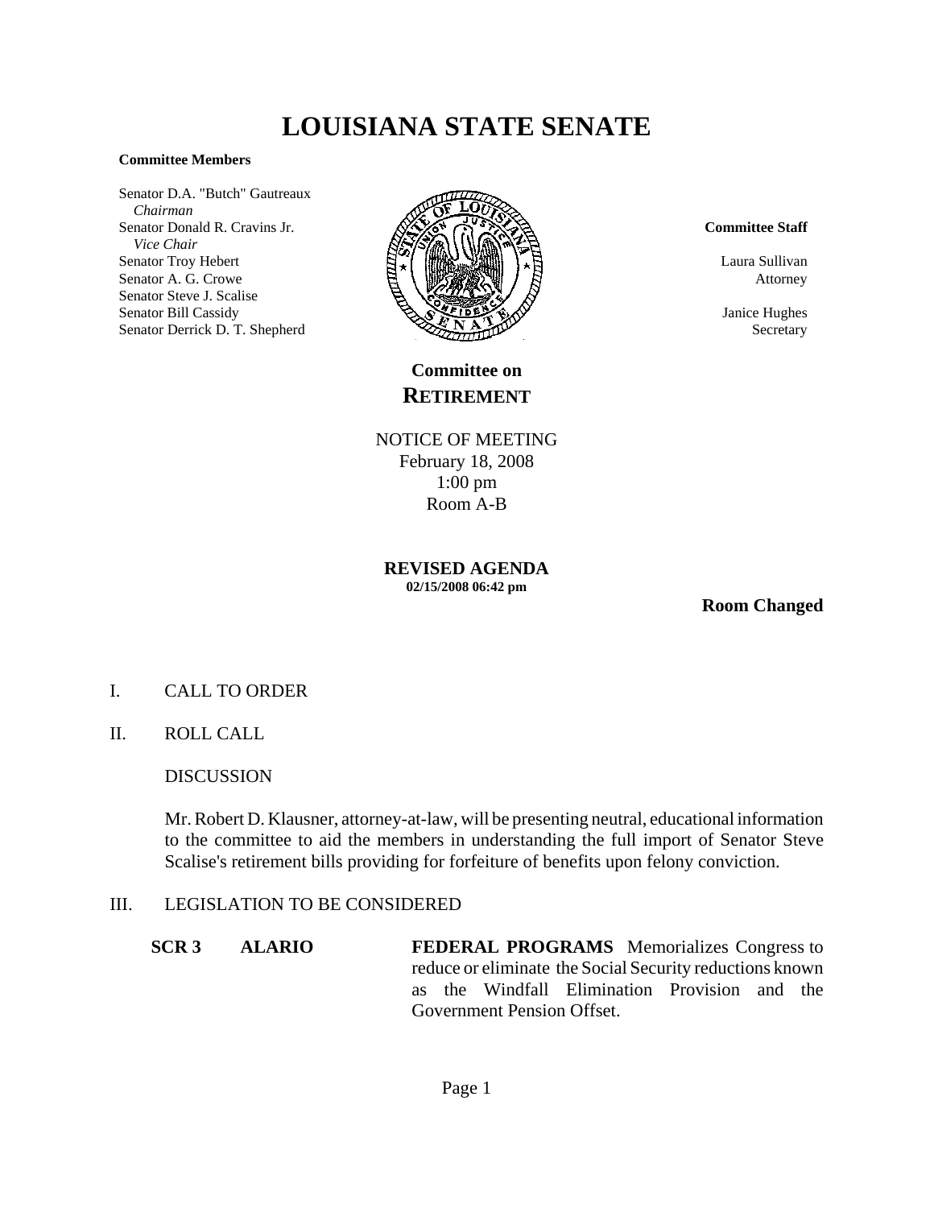# LOUISIANA STATE SENATE

**Committee Members**

Senator D.A. "Butch" Gautreaux
*Chairman*
Senator Donald R. Cravins Jr.
*Vice Chair*
Senator Troy Hebert
Senator A. G. Crowe
Senator Steve J. Scalise
Senator Bill Cassidy
Senator Derrick D. T. Shepherd

**Committee Staff**

Laura Sullivan
Attorney

Janice Hughes
Secretary

## Committee on RETIREMENT

NOTICE OF MEETING
February 18, 2008
1:00 pm
Room A-B

**REVISED AGENDA**
**02/15/2008 06:42 pm**

**Room Changed**

I. CALL TO ORDER

II. ROLL CALL

DISCUSSION

Mr. Robert D. Klausner, attorney-at-law, will be presenting neutral, educational information to the committee to aid the members in understanding the full import of Senator Steve Scalise's retirement bills providing for forfeiture of benefits upon felony conviction.

III. LEGISLATION TO BE CONSIDERED

| | | |
|---|---|---|
| **SCR 3** | **ALARIO** | **FEDERAL PROGRAMS** Memorializes Congress to reduce or eliminate the Social Security reductions known as the Windfall Elimination Provision and the Government Pension Offset. |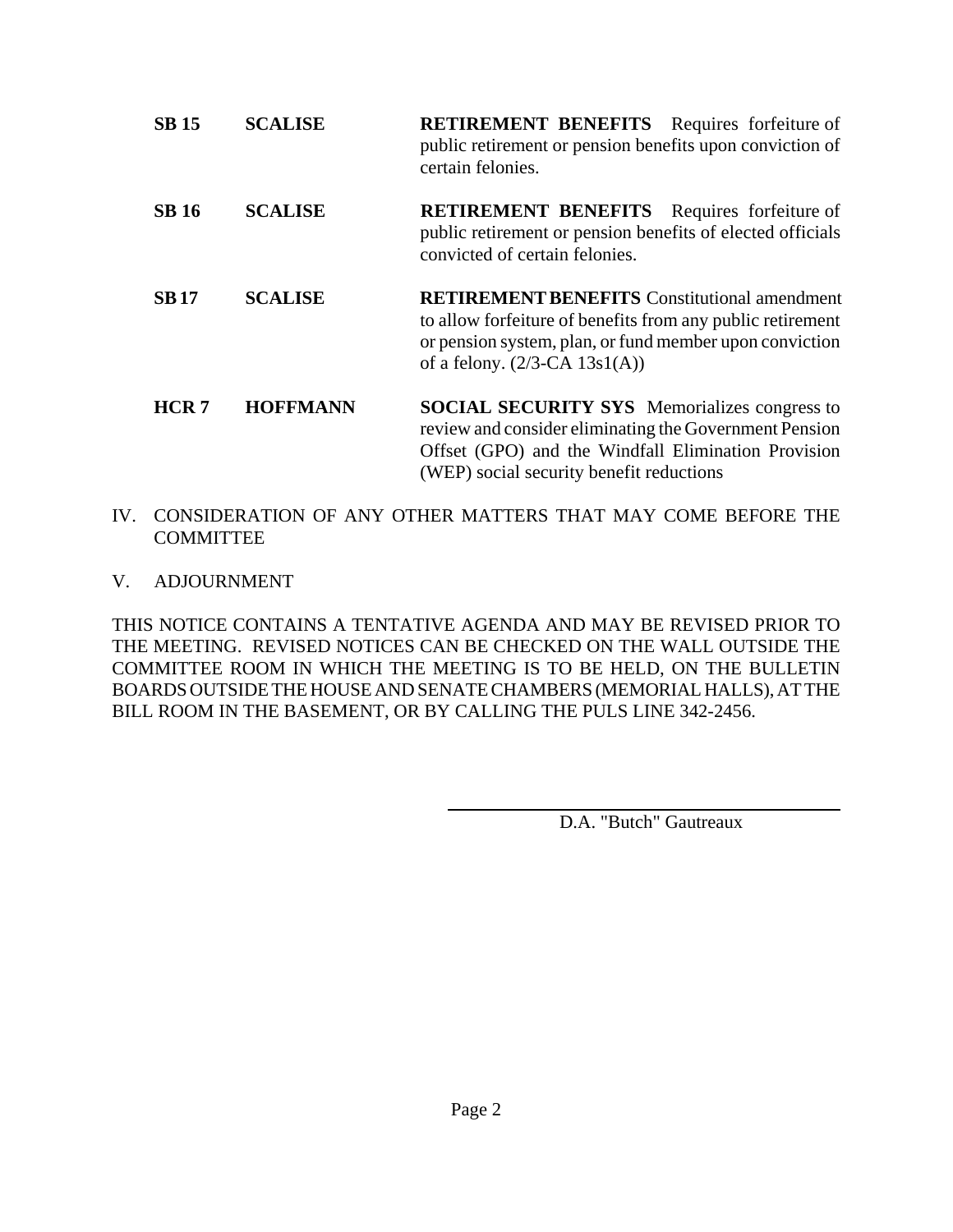| | | |
|---|---|---|
| **SB 15** | **SCALISE** | **RETIREMENT BENEFITS** Requires forfeiture of public retirement or pension benefits upon conviction of certain felonies. |
| **SB 16** | **SCALISE** | **RETIREMENT BENEFITS** Requires forfeiture of public retirement or pension benefits of elected officials convicted of certain felonies. |
| **SB 17** | **SCALISE** | **RETIREMENT BENEFITS** Constitutional amendment to allow forfeiture of benefits from any public retirement or pension system, plan, or fund member upon conviction of a felony. (2/3-CA 13s1(A)) |
| **HCR 7** | **HOFFMANN** | **SOCIAL SECURITY SYS** Memorializes congress to review and consider eliminating the Government Pension Offset (GPO) and the Windfall Elimination Provision (WEP) social security benefit reductions |

IV. CONSIDERATION OF ANY OTHER MATTERS THAT MAY COME BEFORE THE COMMITTEE

V. ADJOURNMENT

THIS NOTICE CONTAINS A TENTATIVE AGENDA AND MAY BE REVISED PRIOR TO THE MEETING. REVISED NOTICES CAN BE CHECKED ON THE WALL OUTSIDE THE COMMITTEE ROOM IN WHICH THE MEETING IS TO BE HELD, ON THE BULLETIN BOARDS OUTSIDE THE HOUSE AND SENATE CHAMBERS (MEMORIAL HALLS), AT THE BILL ROOM IN THE BASEMENT, OR BY CALLING THE PULS LINE 342-2456.

D.A. "Butch" Gautreaux